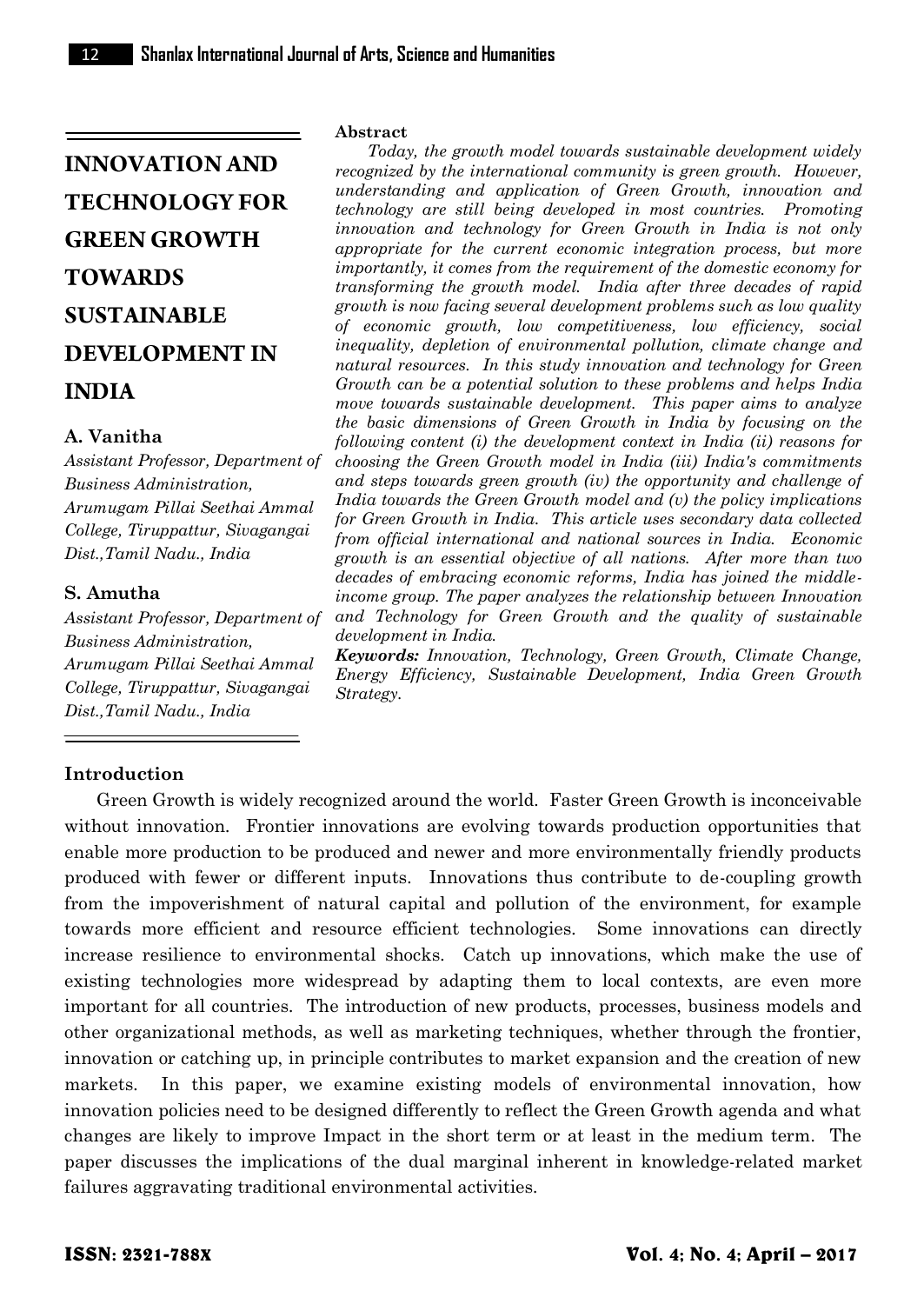# INNOVATION AND TECHNOLOGY FOR GREEN GROWTH TOWARDS SUSTAINABLE DEVELOPMENT IN INDIA

**A. Vanitha**

*Assistant Professor, Department of Business Administration, Arumugam Pillai Seethai Ammal College, Tiruppattur, Sivagangai Dist.,Tamil Nadu., India*

**S. Amutha**

*Assistant Professor, Department of Business Administration, Arumugam Pillai Seethai Ammal College, Tiruppattur, Sivagangai Dist.,Tamil Nadu., India*

**Abstract**

*Today, the growth model towards sustainable development widely recognized by the international community is green growth. However, understanding and application of Green Growth, innovation and technology are still being developed in most countries. Promoting innovation and technology for Green Growth in India is not only appropriate for the current economic integration process, but more importantly, it comes from the requirement of the domestic economy for transforming the growth model. India after three decades of rapid growth is now facing several development problems such as low quality of economic growth, low competitiveness, low efficiency, social inequality, depletion of environmental pollution, climate change and natural resources. In this study innovation and technology for Green Growth can be a potential solution to these problems and helps India move towards sustainable development. This paper aims to analyze the basic dimensions of Green Growth in India by focusing on the following content (i) the development context in India (ii) reasons for choosing the Green Growth model in India (iii) India's commitments and steps towards green growth (iv) the opportunity and challenge of India towards the Green Growth model and (v) the policy implications for Green Growth in India. This article uses secondary data collected from official international and national sources in India. Economic growth is an essential objective of all nations. After more than two decades of embracing economic reforms, India has joined the middle-income group. The paper analyzes the relationship between Innovation and Technology for Green Growth and the quality of sustainable development in India.*

***Keywords:*** *Innovation, Technology, Green Growth, Climate Change, Energy Efficiency, Sustainable Development, India Green Growth Strategy.*

## Introduction

Green Growth is widely recognized around the world. Faster Green Growth is inconceivable without innovation. Frontier innovations are evolving towards production opportunities that enable more production to be produced and newer and more environmentally friendly products produced with fewer or different inputs. Innovations thus contribute to de-coupling growth from the impoverishment of natural capital and pollution of the environment, for example towards more efficient and resource efficient technologies. Some innovations can directly increase resilience to environmental shocks. Catch up innovations, which make the use of existing technologies more widespread by adapting them to local contexts, are even more important for all countries. The introduction of new products, processes, business models and other organizational methods, as well as marketing techniques, whether through the frontier, innovation or catching up, in principle contributes to market expansion and the creation of new markets. In this paper, we examine existing models of environmental innovation, how innovation policies need to be designed differently to reflect the Green Growth agenda and what changes are likely to improve Impact in the short term or at least in the medium term. The paper discusses the implications of the dual marginal inherent in knowledge-related market failures aggravating traditional environmental activities.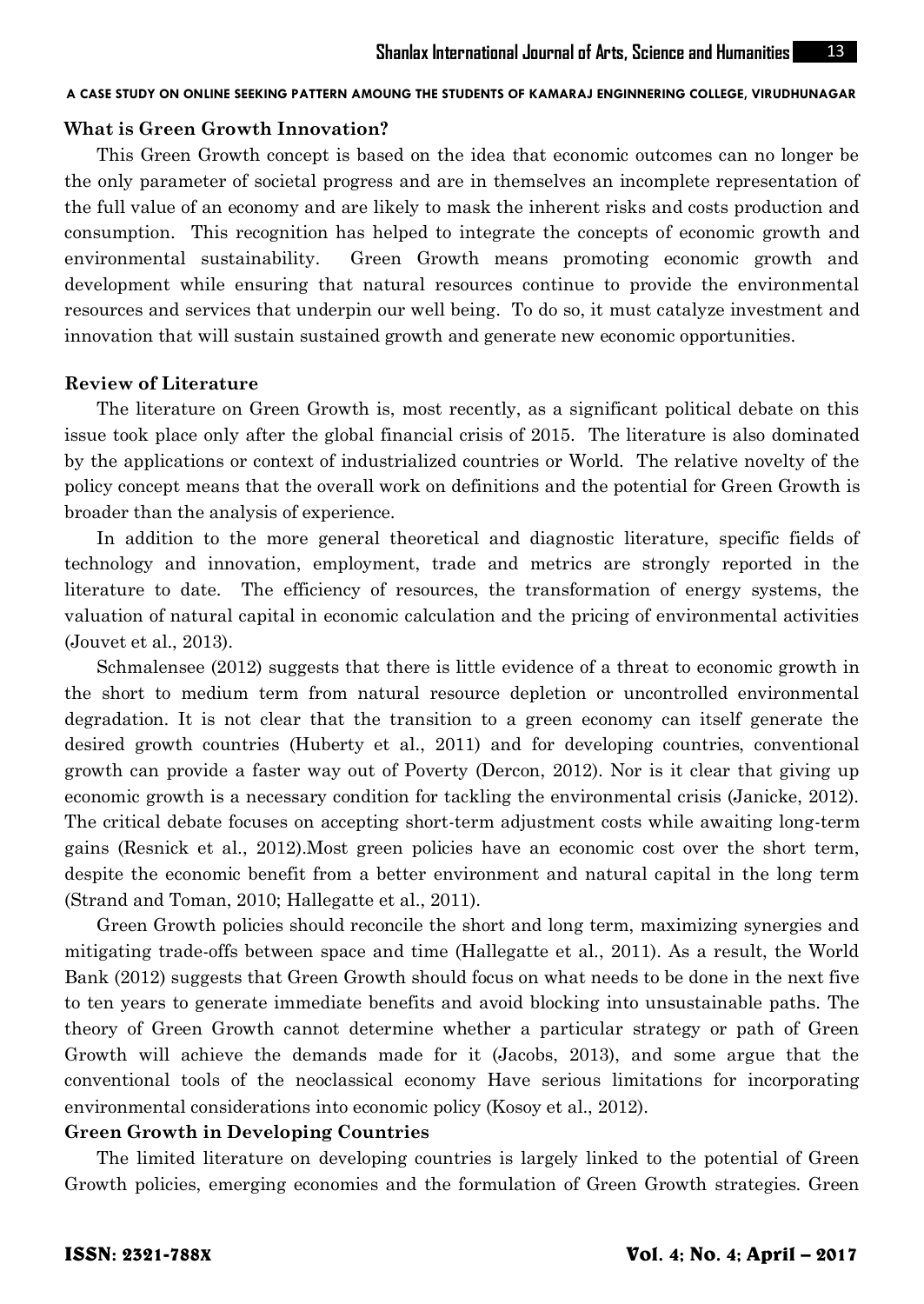### What is Green Growth Innovation?

This Green Growth concept is based on the idea that economic outcomes can no longer be the only parameter of societal progress and are in themselves an incomplete representation of the full value of an economy and are likely to mask the inherent risks and costs production and consumption. This recognition has helped to integrate the concepts of economic growth and environmental sustainability. Green Growth means promoting economic growth and development while ensuring that natural resources continue to provide the environmental resources and services that underpin our well being. To do so, it must catalyze investment and innovation that will sustain sustained growth and generate new economic opportunities.

### Review of Literature

The literature on Green Growth is, most recently, as a significant political debate on this issue took place only after the global financial crisis of 2015. The literature is also dominated by the applications or context of industrialized countries or World. The relative novelty of the policy concept means that the overall work on definitions and the potential for Green Growth is broader than the analysis of experience.

In addition to the more general theoretical and diagnostic literature, specific fields of technology and innovation, employment, trade and metrics are strongly reported in the literature to date. The efficiency of resources, the transformation of energy systems, the valuation of natural capital in economic calculation and the pricing of environmental activities (Jouvet et al., 2013).

Schmalensee (2012) suggests that there is little evidence of a threat to economic growth in the short to medium term from natural resource depletion or uncontrolled environmental degradation. It is not clear that the transition to a green economy can itself generate the desired growth countries (Huberty et al., 2011) and for developing countries, conventional growth can provide a faster way out of Poverty (Dercon, 2012). Nor is it clear that giving up economic growth is a necessary condition for tackling the environmental crisis (Janicke, 2012). The critical debate focuses on accepting short-term adjustment costs while awaiting long-term gains (Resnick et al., 2012).Most green policies have an economic cost over the short term, despite the economic benefit from a better environment and natural capital in the long term (Strand and Toman, 2010; Hallegatte et al., 2011).

Green Growth policies should reconcile the short and long term, maximizing synergies and mitigating trade-offs between space and time (Hallegatte et al., 2011). As a result, the World Bank (2012) suggests that Green Growth should focus on what needs to be done in the next five to ten years to generate immediate benefits and avoid blocking into unsustainable paths. The theory of Green Growth cannot determine whether a particular strategy or path of Green Growth will achieve the demands made for it (Jacobs, 2013), and some argue that the conventional tools of the neoclassical economy Have serious limitations for incorporating environmental considerations into economic policy (Kosoy et al., 2012).

### Green Growth in Developing Countries

The limited literature on developing countries is largely linked to the potential of Green Growth policies, emerging economies and the formulation of Green Growth strategies. Green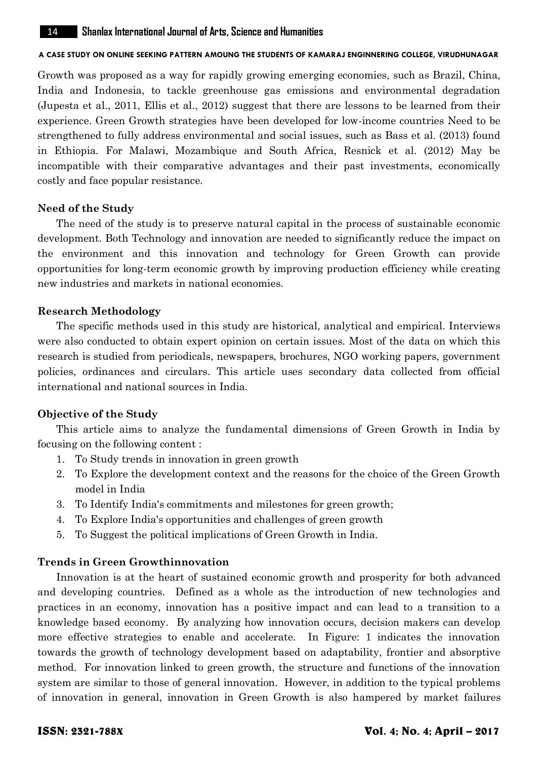Growth was proposed as a way for rapidly growing emerging economies, such as Brazil, China, India and Indonesia, to tackle greenhouse gas emissions and environmental degradation (Jupesta et al., 2011, Ellis et al., 2012) suggest that there are lessons to be learned from their experience. Green Growth strategies have been developed for low-income countries Need to be strengthened to fully address environmental and social issues, such as Bass et al. (2013) found in Ethiopia. For Malawi, Mozambique and South Africa, Resnick et al. (2012) May be incompatible with their comparative advantages and their past investments, economically costly and face popular resistance.

### Need of the Study

The need of the study is to preserve natural capital in the process of sustainable economic development. Both Technology and innovation are needed to significantly reduce the impact on the environment and this innovation and technology for Green Growth can provide opportunities for long-term economic growth by improving production efficiency while creating new industries and markets in national economies.

### Research Methodology

The specific methods used in this study are historical, analytical and empirical. Interviews were also conducted to obtain expert opinion on certain issues. Most of the data on which this research is studied from periodicals, newspapers, brochures, NGO working papers, government policies, ordinances and circulars. This article uses secondary data collected from official international and national sources in India.

### Objective of the Study

This article aims to analyze the fundamental dimensions of Green Growth in India by focusing on the following content :

1. To Study trends in innovation in green growth
2. To Explore the development context and the reasons for the choice of the Green Growth model in India
3. To Identify India's commitments and milestones for green growth;
4. To Explore India's opportunities and challenges of green growth
5. To Suggest the political implications of Green Growth in India.

### Trends in Green Growthinnovation

Innovation is at the heart of sustained economic growth and prosperity for both advanced and developing countries. Defined as a whole as the introduction of new technologies and practices in an economy, innovation has a positive impact and can lead to a transition to a knowledge based economy. By analyzing how innovation occurs, decision makers can develop more effective strategies to enable and accelerate. In Figure: 1 indicates the innovation towards the growth of technology development based on adaptability, frontier and absorptive method. For innovation linked to green growth, the structure and functions of the innovation system are similar to those of general innovation. However, in addition to the typical problems of innovation in general, innovation in Green Growth is also hampered by market failures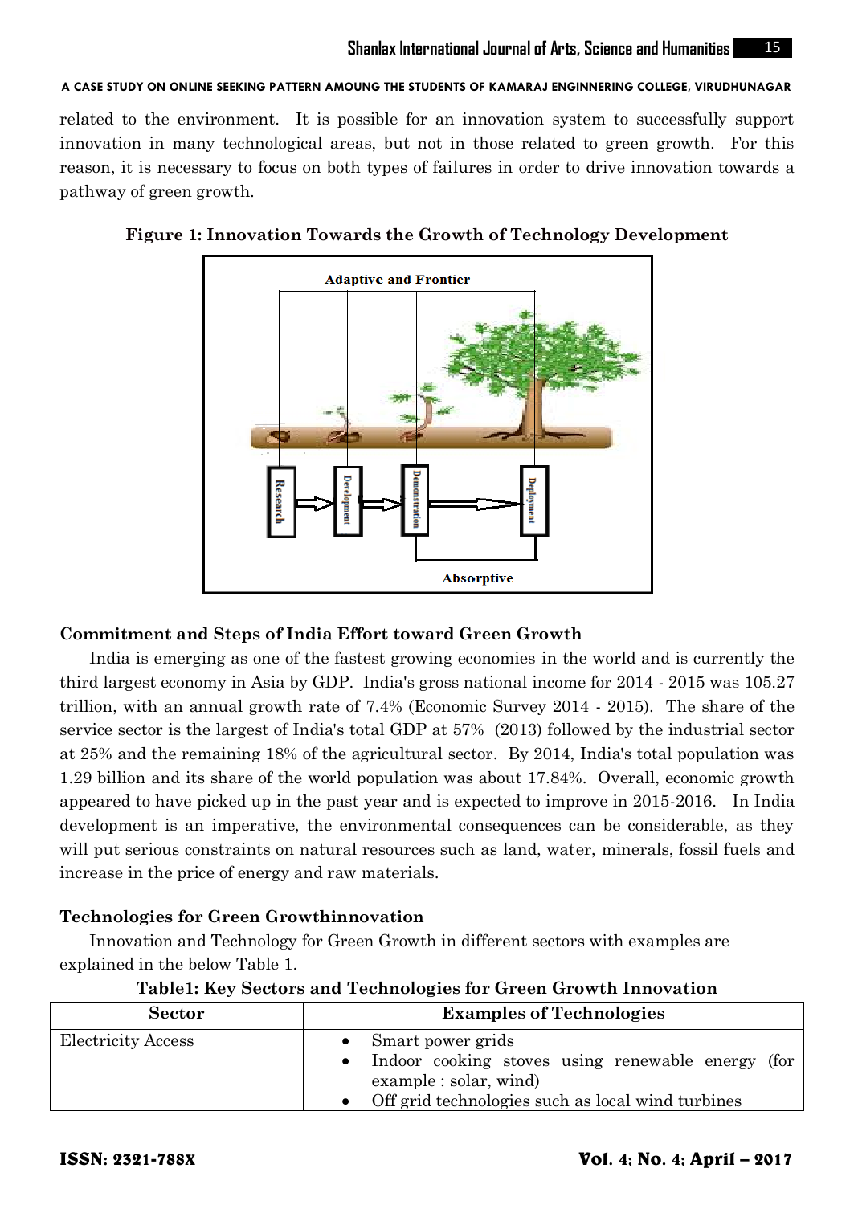related to the environment. It is possible for an innovation system to successfully support innovation in many technological areas, but not in those related to green growth. For this reason, it is necessary to focus on both types of failures in order to drive innovation towards a pathway of green growth.

**Figure 1: Innovation Towards the Growth of Technology Development**

Adaptive and Frontier

Research → Development → Demonstration → Deployment

Absorptive

## Commitment and Steps of India Effort toward Green Growth

India is emerging as one of the fastest growing economies in the world and is currently the third largest economy in Asia by GDP. India's gross national income for 2014 - 2015 was 105.27 trillion, with an annual growth rate of 7.4% (Economic Survey 2014 - 2015). The share of the service sector is the largest of India's total GDP at 57% (2013) followed by the industrial sector at 25% and the remaining 18% of the agricultural sector. By 2014, India's total population was 1.29 billion and its share of the world population was about 17.84%. Overall, economic growth appeared to have picked up in the past year and is expected to improve in 2015-2016. In India development is an imperative, the environmental consequences can be considerable, as they will put serious constraints on natural resources such as land, water, minerals, fossil fuels and increase in the price of energy and raw materials.

## Technologies for Green Growthinnovation

Innovation and Technology for Green Growth in different sectors with examples are explained in the below Table 1.

**Table1: Key Sectors and Technologies for Green Growth Innovation**

| Sector | Examples of Technologies |
|---|---|
| Electricity Access | • Smart power grids<br>• Indoor cooking stoves using renewable energy (for example : solar, wind)<br>• Off grid technologies such as local wind turbines |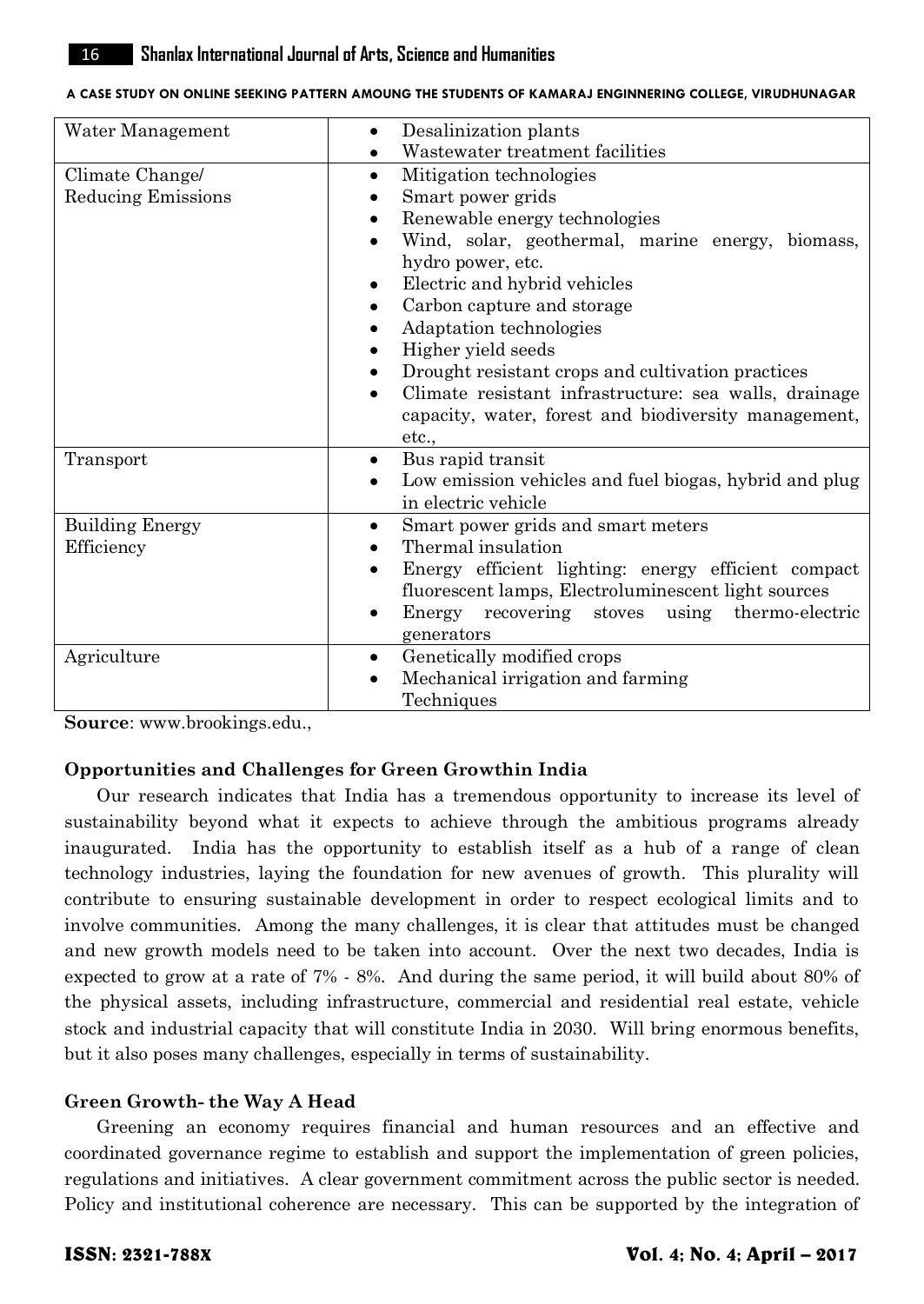| Water Management | • Desalinization plants<br>• Wastewater treatment facilities |
|---|---|
| Climate Change/ Reducing Emissions | • Mitigation technologies<br>• Smart power grids<br>• Renewable energy technologies<br>• Wind, solar, geothermal, marine energy, biomass, hydro power, etc.<br>• Electric and hybrid vehicles<br>• Carbon capture and storage<br>• Adaptation technologies<br>• Higher yield seeds<br>• Drought resistant crops and cultivation practices<br>• Climate resistant infrastructure: sea walls, drainage capacity, water, forest and biodiversity management, etc., |
| Transport | • Bus rapid transit<br>• Low emission vehicles and fuel biogas, hybrid and plug in electric vehicle |
| Building Energy Efficiency | • Smart power grids and smart meters<br>• Thermal insulation<br>• Energy efficient lighting: energy efficient compact fluorescent lamps, Electroluminescent light sources<br>• Energy recovering stoves using thermo-electric generators |
| Agriculture | • Genetically modified crops<br>• Mechanical irrigation and farming Techniques |

**Source**: www.brookings.edu.,

**Opportunities and Challenges for Green Growthin India**

Our research indicates that India has a tremendous opportunity to increase its level of sustainability beyond what it expects to achieve through the ambitious programs already inaugurated. India has the opportunity to establish itself as a hub of a range of clean technology industries, laying the foundation for new avenues of growth. This plurality will contribute to ensuring sustainable development in order to respect ecological limits and to involve communities. Among the many challenges, it is clear that attitudes must be changed and new growth models need to be taken into account. Over the next two decades, India is expected to grow at a rate of 7% - 8%. And during the same period, it will build about 80% of the physical assets, including infrastructure, commercial and residential real estate, vehicle stock and industrial capacity that will constitute India in 2030. Will bring enormous benefits, but it also poses many challenges, especially in terms of sustainability.

**Green Growth- the Way A Head**

Greening an economy requires financial and human resources and an effective and coordinated governance regime to establish and support the implementation of green policies, regulations and initiatives. A clear government commitment across the public sector is needed. Policy and institutional coherence are necessary. This can be supported by the integration of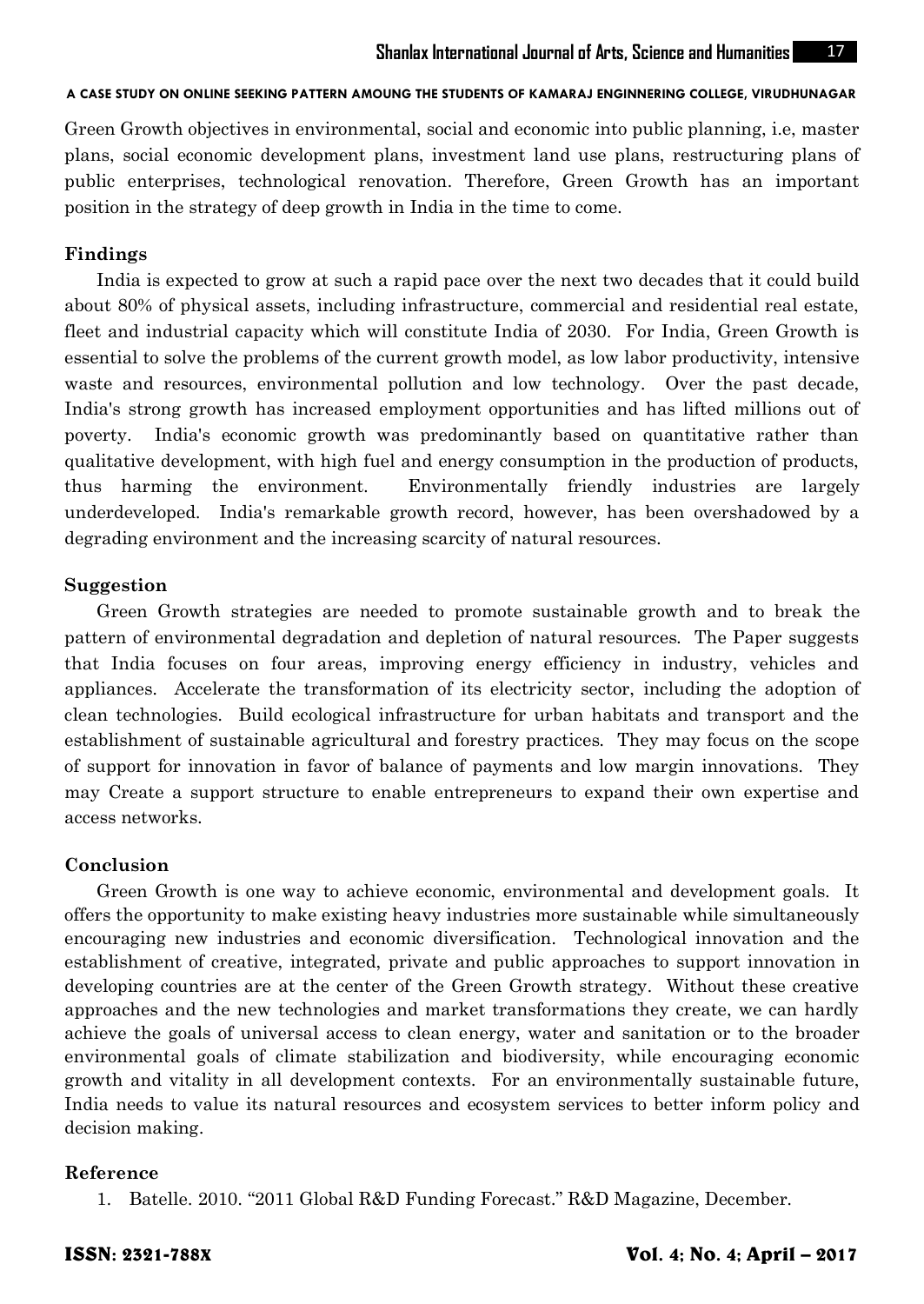Green Growth objectives in environmental, social and economic into public planning, i.e, master plans, social economic development plans, investment land use plans, restructuring plans of public enterprises, technological renovation. Therefore, Green Growth has an important position in the strategy of deep growth in India in the time to come.

## Findings

India is expected to grow at such a rapid pace over the next two decades that it could build about 80% of physical assets, including infrastructure, commercial and residential real estate, fleet and industrial capacity which will constitute India of 2030. For India, Green Growth is essential to solve the problems of the current growth model, as low labor productivity, intensive waste and resources, environmental pollution and low technology. Over the past decade, India's strong growth has increased employment opportunities and has lifted millions out of poverty. India's economic growth was predominantly based on quantitative rather than qualitative development, with high fuel and energy consumption in the production of products, thus harming the environment. Environmentally friendly industries are largely underdeveloped. India's remarkable growth record, however, has been overshadowed by a degrading environment and the increasing scarcity of natural resources.

## Suggestion

Green Growth strategies are needed to promote sustainable growth and to break the pattern of environmental degradation and depletion of natural resources. The Paper suggests that India focuses on four areas, improving energy efficiency in industry, vehicles and appliances. Accelerate the transformation of its electricity sector, including the adoption of clean technologies. Build ecological infrastructure for urban habitats and transport and the establishment of sustainable agricultural and forestry practices. They may focus on the scope of support for innovation in favor of balance of payments and low margin innovations. They may Create a support structure to enable entrepreneurs to expand their own expertise and access networks.

## Conclusion

Green Growth is one way to achieve economic, environmental and development goals. It offers the opportunity to make existing heavy industries more sustainable while simultaneously encouraging new industries and economic diversification. Technological innovation and the establishment of creative, integrated, private and public approaches to support innovation in developing countries are at the center of the Green Growth strategy. Without these creative approaches and the new technologies and market transformations they create, we can hardly achieve the goals of universal access to clean energy, water and sanitation or to the broader environmental goals of climate stabilization and biodiversity, while encouraging economic growth and vitality in all development contexts. For an environmentally sustainable future, India needs to value its natural resources and ecosystem services to better inform policy and decision making.

## Reference

1. Batelle. 2010. "2011 Global R&D Funding Forecast." R&D Magazine, December.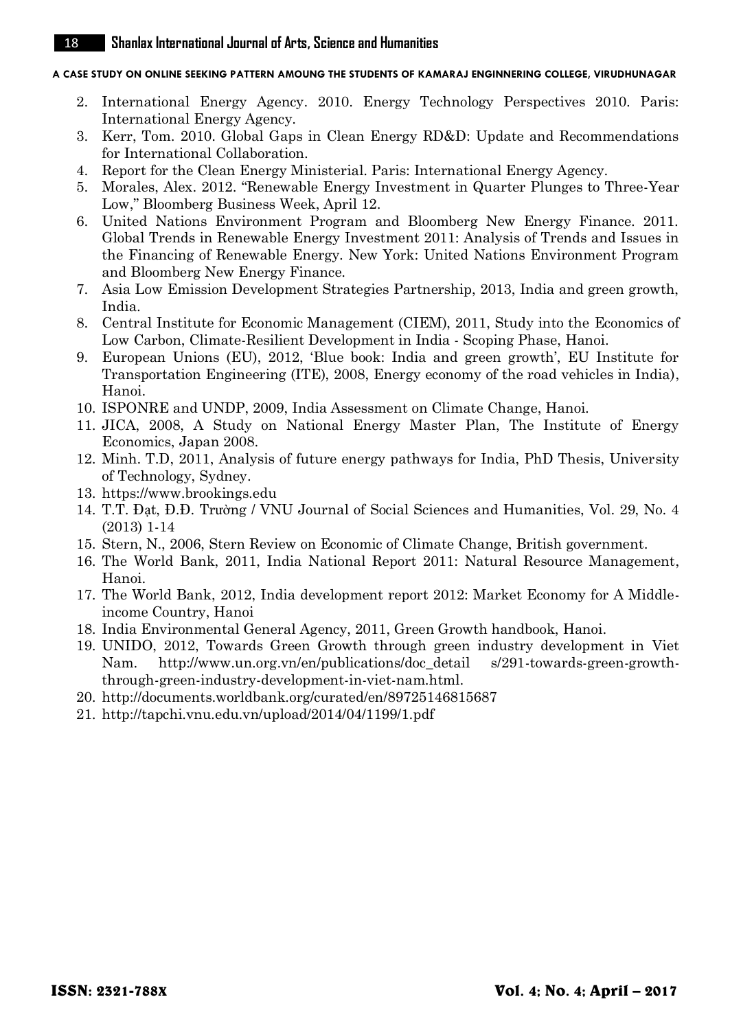2. International Energy Agency. 2010. Energy Technology Perspectives 2010. Paris: International Energy Agency.
3. Kerr, Tom. 2010. Global Gaps in Clean Energy RD&D: Update and Recommendations for International Collaboration.
4. Report for the Clean Energy Ministerial. Paris: International Energy Agency.
5. Morales, Alex. 2012. "Renewable Energy Investment in Quarter Plunges to Three-Year Low," Bloomberg Business Week, April 12.
6. United Nations Environment Program and Bloomberg New Energy Finance. 2011. Global Trends in Renewable Energy Investment 2011: Analysis of Trends and Issues in the Financing of Renewable Energy. New York: United Nations Environment Program and Bloomberg New Energy Finance.
7. Asia Low Emission Development Strategies Partnership, 2013, India and green growth, India.
8. Central Institute for Economic Management (CIEM), 2011, Study into the Economics of Low Carbon, Climate-Resilient Development in India - Scoping Phase, Hanoi.
9. European Unions (EU), 2012, 'Blue book: India and green growth', EU Institute for Transportation Engineering (ITE), 2008, Energy economy of the road vehicles in India), Hanoi.
10. ISPONRE and UNDP, 2009, India Assessment on Climate Change, Hanoi.
11. JICA, 2008, A Study on National Energy Master Plan, The Institute of Energy Economics, Japan 2008.
12. Minh. T.D, 2011, Analysis of future energy pathways for India, PhD Thesis, University of Technology, Sydney.
13. https://www.brookings.edu
14. T.T. Đạt, Đ.Đ. Trường / VNU Journal of Social Sciences and Humanities, Vol. 29, No. 4 (2013) 1-14
15. Stern, N., 2006, Stern Review on Economic of Climate Change, British government.
16. The World Bank, 2011, India National Report 2011: Natural Resource Management, Hanoi.
17. The World Bank, 2012, India development report 2012: Market Economy for A Middle-income Country, Hanoi
18. India Environmental General Agency, 2011, Green Growth handbook, Hanoi.
19. UNIDO, 2012, Towards Green Growth through green industry development in Viet Nam. http://www.un.org.vn/en/publications/doc_detail s/291-towards-green-growth-through-green-industry-development-in-viet-nam.html.
20. http://documents.worldbank.org/curated/en/89725146815687
21. http://tapchi.vnu.edu.vn/upload/2014/04/1199/1.pdf